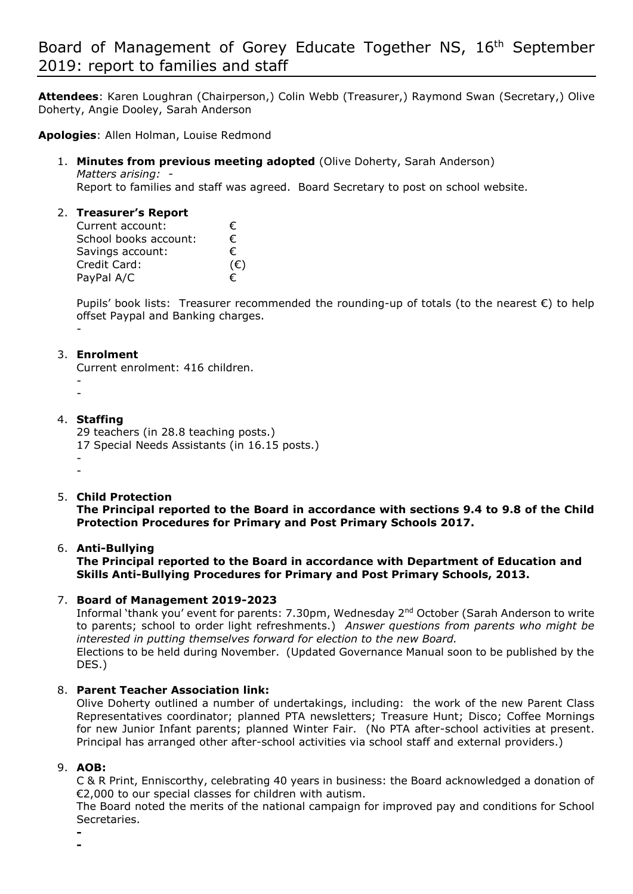# Board of Management of Gorey Educate Together NS, 16th September 2019: report to families and staff

**Attendees**: Karen Loughran (Chairperson,) Colin Webb (Treasurer,) Raymond Swan (Secretary,) Olive Doherty, Angie Dooley, Sarah Anderson

**Apologies**: Allen Holman, Louise Redmond

1. **Minutes from previous meeting adopted** (Olive Doherty, Sarah Anderson)
   *Matters arising: -*
   Report to families and staff was agreed. Board Secretary to post on school website.

2. **Treasurer's Report**

   | | |
   |---|---|
   | Current account: | € |
   | School books account: | € |
   | Savings account: | € |
   | Credit Card: | (€) |
   | PayPal A/C | € |

   Pupils' book lists: Treasurer recommended the rounding-up of totals (to the nearest €) to help offset Paypal and Banking charges.
   -

3. **Enrolment**
   Current enrolment: 416 children.
   -
   -

4. **Staffing**
   29 teachers (in 28.8 teaching posts.)
   17 Special Needs Assistants (in 16.15 posts.)
   -
   -

5. **Child Protection**
   **The Principal reported to the Board in accordance with sections 9.4 to 9.8 of the Child Protection Procedures for Primary and Post Primary Schools 2017.**

6. **Anti-Bullying**
   **The Principal reported to the Board in accordance with Department of Education and Skills Anti-Bullying Procedures for Primary and Post Primary Schools, 2013.**

7. **Board of Management 2019-2023**
   Informal 'thank you' event for parents: 7.30pm, Wednesday 2nd October (Sarah Anderson to write to parents; school to order light refreshments.) *Answer questions from parents who might be interested in putting themselves forward for election to the new Board.*
   Elections to be held during November. (Updated Governance Manual soon to be published by the DES.)

8. **Parent Teacher Association link:**
   Olive Doherty outlined a number of undertakings, including: the work of the new Parent Class Representatives coordinator; planned PTA newsletters; Treasure Hunt; Disco; Coffee Mornings for new Junior Infant parents; planned Winter Fair. (No PTA after-school activities at present. Principal has arranged other after-school activities via school staff and external providers.)

9. **AOB:**
   C & R Print, Enniscorthy, celebrating 40 years in business: the Board acknowledged a donation of €2,000 to our special classes for children with autism.
   The Board noted the merits of the national campaign for improved pay and conditions for School Secretaries.
   -
   -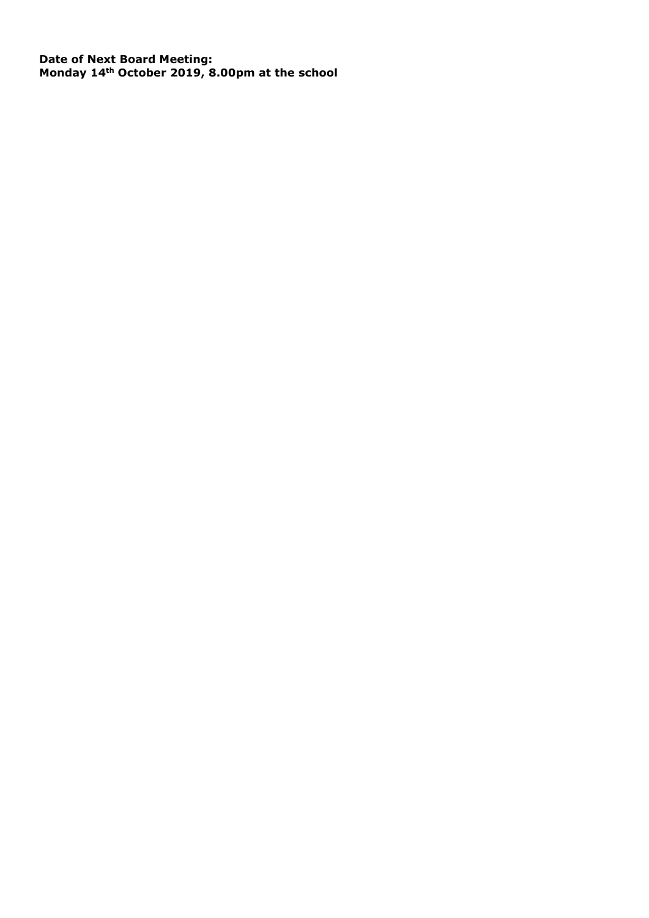**Date of Next Board Meeting:**
**Monday 14th October 2019, 8.00pm at the school**